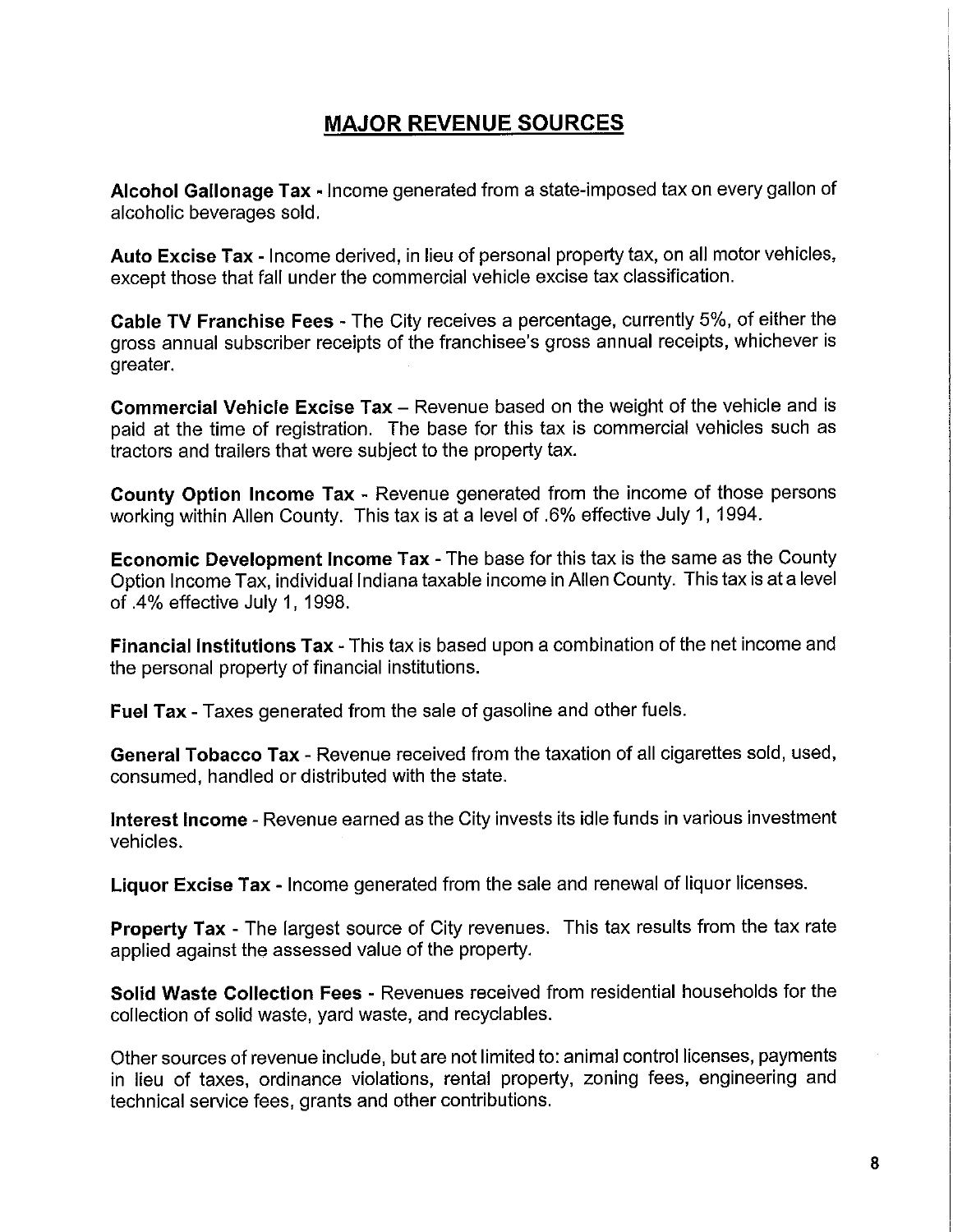# MAJOR REVENUE SOURCES

**Alcohol Gallonage Tax** - Income generated from a state-imposed tax on every gallon of alcoholic beverages sold.

**Auto Excise Tax** - Income derived, in lieu of personal property tax, on all motor vehicles, except those that fall under the commercial vehicle excise tax classification.

**Cable TV Franchise Fees** - The City receives a percentage, currently 5%, of either the gross annual subscriber receipts of the franchisee's gross annual receipts, whichever is greater.

**Commercial Vehicle Excise Tax** – Revenue based on the weight of the vehicle and is paid at the time of registration. The base for this tax is commercial vehicles such as tractors and trailers that were subject to the property tax.

**County Option Income Tax** - Revenue generated from the income of those persons working within Allen County. This tax is at a level of .6% effective July 1, 1994.

**Economic Development Income Tax** - The base for this tax is the same as the County Option Income Tax, individual Indiana taxable income in Allen County. This tax is at a level of .4% effective July 1, 1998.

**Financial Institutions Tax** - This tax is based upon a combination of the net income and the personal property of financial institutions.

**Fuel Tax** - Taxes generated from the sale of gasoline and other fuels.

**General Tobacco Tax** - Revenue received from the taxation of all cigarettes sold, used, consumed, handled or distributed with the state.

**Interest Income** - Revenue earned as the City invests its idle funds in various investment vehicles.

**Liquor Excise Tax** - Income generated from the sale and renewal of liquor licenses.

**Property Tax** - The largest source of City revenues. This tax results from the tax rate applied against the assessed value of the property.

**Solid Waste Collection Fees** - Revenues received from residential households for the collection of solid waste, yard waste, and recyclables.

Other sources of revenue include, but are not limited to: animal control licenses, payments in lieu of taxes, ordinance violations, rental property, zoning fees, engineering and technical service fees, grants and other contributions.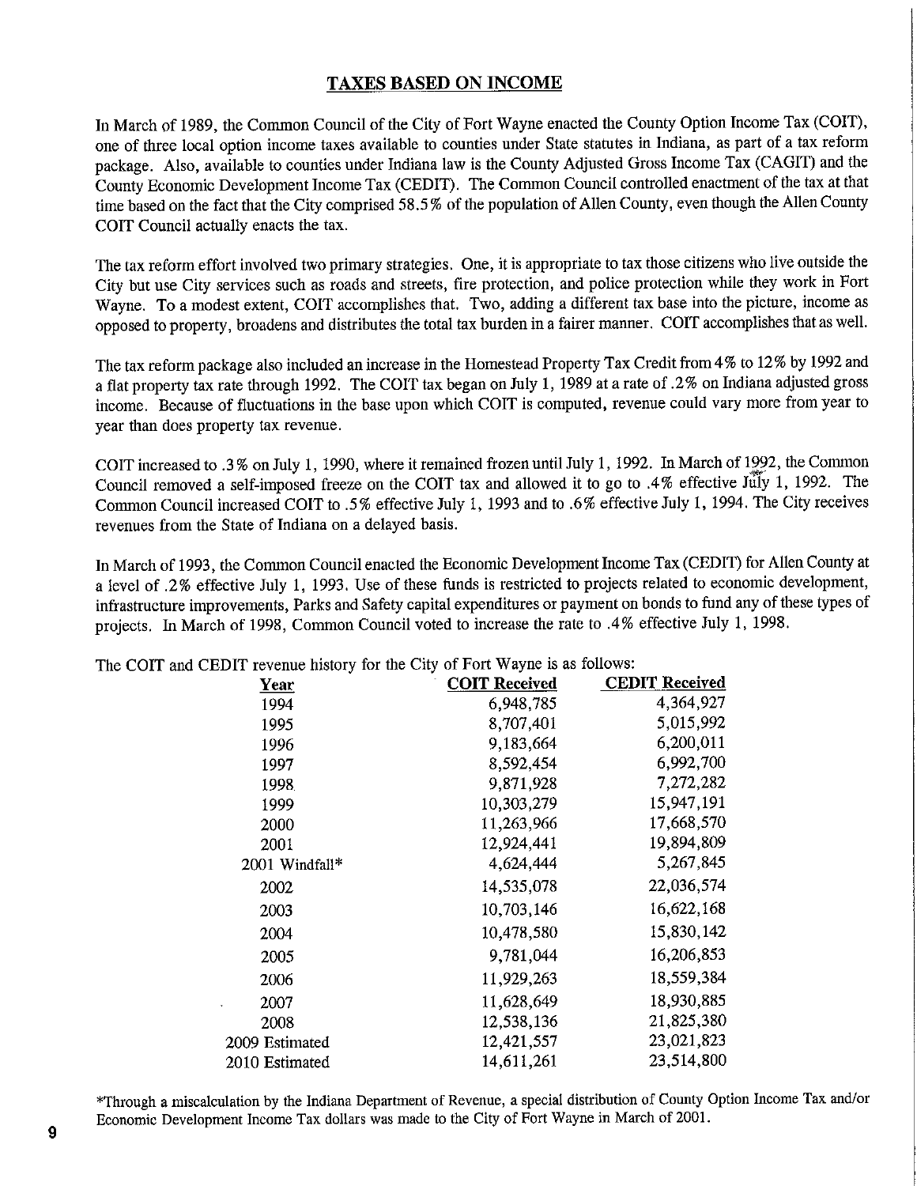## TAXES BASED ON INCOME

In March of 1989, the Common Council of the City of Fort Wayne enacted the County Option Income Tax (COIT), one of three local option income taxes available to counties under State statutes in Indiana, as part of a tax reform package. Also, available to counties under Indiana law is the County Adjusted Gross Income Tax (CAGIT) and the County Economic Development Income Tax (CEDIT). The Common Council controlled enactment of the tax at that time based on the fact that the City comprised 58.5% of the population of Allen County, even though the Allen County COIT Council actually enacts the tax.

The tax reform effort involved two primary strategies. One, it is appropriate to tax those citizens who live outside the City but use City services such as roads and streets, fire protection, and police protection while they work in Fort Wayne. To a modest extent, COIT accomplishes that. Two, adding a different tax base into the picture, income as opposed to property, broadens and distributes the total tax burden in a fairer manner. COIT accomplishes that as well.

The tax reform package also included an increase in the Homestead Property Tax Credit from 4% to 12% by 1992 and a flat property tax rate through 1992. The COIT tax began on July 1, 1989 at a rate of .2% on Indiana adjusted gross income. Because of fluctuations in the base upon which COIT is computed, revenue could vary more from year to year than does property tax revenue.

COIT increased to .3% on July 1, 1990, where it remained frozen until July 1, 1992. In March of 1992, the Common Council removed a self-imposed freeze on the COIT tax and allowed it to go to .4% effective July 1, 1992. The Common Council increased COIT to .5% effective July 1, 1993 and to .6% effective July 1, 1994. The City receives revenues from the State of Indiana on a delayed basis.

In March of 1993, the Common Council enacted the Economic Development Income Tax (CEDIT) for Allen County at a level of .2% effective July 1, 1993. Use of these funds is restricted to projects related to economic development, infrastructure improvements, Parks and Safety capital expenditures or payment on bonds to fund any of these types of projects. In March of 1998, Common Council voted to increase the rate to .4% effective July 1, 1998.

The COIT and CEDIT revenue history for the City of Fort Wayne is as follows:

| Year | COIT Received | CEDIT Received |
|---|---|---|
| 1994 | 6,948,785 | 4,364,927 |
| 1995 | 8,707,401 | 5,015,992 |
| 1996 | 9,183,664 | 6,200,011 |
| 1997 | 8,592,454 | 6,992,700 |
| 1998 | 9,871,928 | 7,272,282 |
| 1999 | 10,303,279 | 15,947,191 |
| 2000 | 11,263,966 | 17,668,570 |
| 2001 | 12,924,441 | 19,894,809 |
| 2001 Windfall* | 4,624,444 | 5,267,845 |
| 2002 | 14,535,078 | 22,036,574 |
| 2003 | 10,703,146 | 16,622,168 |
| 2004 | 10,478,580 | 15,830,142 |
| 2005 | 9,781,044 | 16,206,853 |
| 2006 | 11,929,263 | 18,559,384 |
| 2007 | 11,628,649 | 18,930,885 |
| 2008 | 12,538,136 | 21,825,380 |
| 2009 Estimated | 12,421,557 | 23,021,823 |
| 2010 Estimated | 14,611,261 | 23,514,800 |

*Through a miscalculation by the Indiana Department of Revenue, a special distribution of County Option Income Tax and/or Economic Development Income Tax dollars was made to the City of Fort Wayne in March of 2001.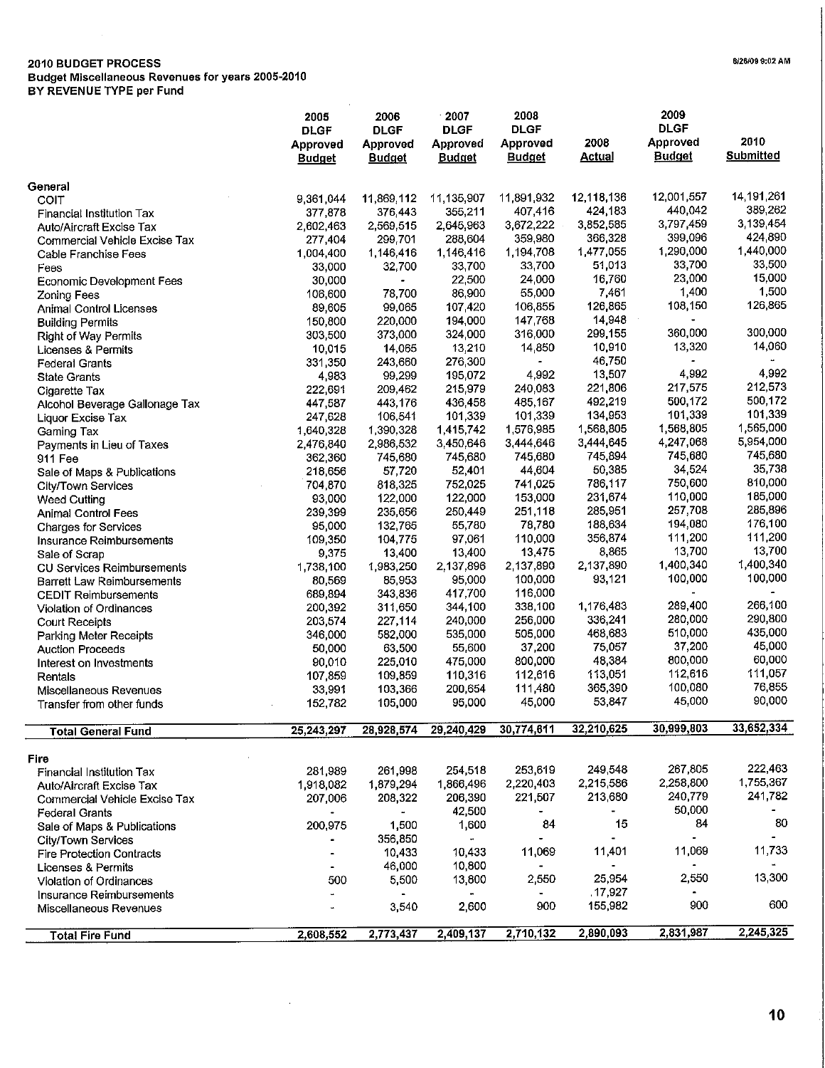**2010 BUDGET PROCESS**
**Budget Miscellaneous Revenues for years 2005-2010**
**BY REVENUE TYPE per Fund**

| | 2005 DLGF Approved Budget | 2006 DLGF Approved Budget | 2007 DLGF Approved Budget | 2008 DLGF Approved Budget | 2008 Actual | 2009 DLGF Approved Budget | 2010 Submitted |
|---|---|---|---|---|---|---|---|
| **General** | | | | | | | |
| COIT | 9,361,044 | 11,869,112 | 11,135,907 | 11,891,932 | 12,118,136 | 12,001,557 | 14,191,261 |
| Financial Institution Tax | 377,878 | 376,443 | 355,211 | 407,416 | 424,183 | 440,042 | 389,262 |
| Auto/Aircraft Excise Tax | 2,602,463 | 2,569,515 | 2,645,963 | 3,672,222 | 3,852,585 | 3,797,459 | 3,139,454 |
| Commercial Vehicle Excise Tax | 277,404 | 299,701 | 288,604 | 359,980 | 366,328 | 399,096 | 424,890 |
| Cable Franchise Fees | 1,004,400 | 1,146,416 | 1,146,416 | 1,194,708 | 1,477,055 | 1,290,000 | 1,440,000 |
| Fees | 33,000 | 32,700 | 33,700 | 33,700 | 51,013 | 33,700 | 33,500 |
| Economic Development Fees | 30,000 | - | 22,500 | 24,000 | 16,760 | 23,000 | 15,000 |
| Zoning Fees | 108,600 | 78,700 | 86,900 | 55,000 | 7,461 | 1,400 | 1,500 |
| Animal Control Licenses | 89,605 | 99,065 | 107,420 | 106,855 | 126,865 | 108,150 | 126,865 |
| Building Permits | 150,800 | 220,000 | 194,000 | 147,768 | 14,948 | - | |
| Right of Way Permits | 303,500 | 373,000 | 324,000 | 316,000 | 299,155 | 360,000 | 300,000 |
| Licenses & Permits | 10,015 | 14,065 | 13,210 | 14,850 | 10,910 | 13,320 | 14,060 |
| Federal Grants | 331,350 | 243,660 | 276,300 | - | 46,750 | - | - |
| State Grants | 4,983 | 99,299 | 195,072 | 4,992 | 13,507 | 4,992 | 4,992 |
| Cigarette Tax | 222,691 | 209,462 | 215,979 | 240,083 | 221,806 | 217,575 | 212,573 |
| Alcohol Beverage Gallonage Tax | 447,587 | 443,176 | 436,458 | 485,167 | 492,219 | 500,172 | 500,172 |
| Liquor Excise Tax | 247,628 | 106,541 | 101,339 | 101,339 | 134,953 | 101,339 | 101,339 |
| Gaming Tax | 1,640,328 | 1,390,328 | 1,415,742 | 1,576,985 | 1,568,805 | 1,568,805 | 1,565,000 |
| Payments in Lieu of Taxes | 2,476,840 | 2,986,532 | 3,450,646 | 3,444,646 | 3,444,645 | 4,247,068 | 5,954,000 |
| 911 Fee | 362,360 | 745,680 | 745,680 | 745,680 | 745,894 | 745,680 | 745,680 |
| Sale of Maps & Publications | 218,656 | 57,720 | 52,401 | 44,604 | 50,385 | 34,524 | 35,738 |
| City/Town Services | 704,870 | 818,325 | 752,025 | 741,025 | 786,117 | 750,600 | 810,000 |
| Weed Cutting | 93,000 | 122,000 | 122,000 | 153,000 | 231,674 | 110,000 | 185,000 |
| Animal Control Fees | 239,399 | 235,656 | 250,449 | 251,118 | 285,951 | 257,708 | 285,896 |
| Charges for Services | 95,000 | 132,765 | 55,780 | 78,780 | 188,634 | 194,080 | 176,100 |
| Insurance Reimbursements | 109,350 | 104,775 | 97,061 | 110,000 | 356,874 | 111,200 | 111,200 |
| Sale of Scrap | 9,375 | 13,400 | 13,400 | 13,475 | 8,865 | 13,700 | 13,700 |
| CU Services Reimbursements | 1,738,100 | 1,983,250 | 2,137,896 | 2,137,890 | 2,137,890 | 1,400,340 | 1,400,340 |
| Barrett Law Reimbursements | 80,569 | 85,953 | 95,000 | 100,000 | 93,121 | 100,000 | 100,000 |
| CEDIT Reimbursements | 689,894 | 343,836 | 417,700 | 116,000 | | - | - |
| Violation of Ordinances | 200,392 | 311,650 | 344,100 | 338,100 | 1,176,483 | 289,400 | 266,100 |
| Court Receipts | 203,574 | 227,114 | 240,000 | 256,000 | 336,241 | 280,000 | 290,800 |
| Parking Meter Receipts | 346,000 | 582,000 | 535,000 | 505,000 | 468,683 | 510,000 | 435,000 |
| Auction Proceeds | 50,000 | 63,500 | 55,600 | 37,200 | 75,057 | 37,200 | 45,000 |
| Interest on Investments | 90,010 | 225,010 | 475,000 | 800,000 | 48,384 | 800,000 | 60,000 |
| Rentals | 107,859 | 109,859 | 110,316 | 112,616 | 113,051 | 112,616 | 111,057 |
| Miscellaneous Revenues | 33,991 | 103,366 | 200,654 | 111,480 | 365,390 | 100,080 | 76,855 |
| Transfer from other funds | 152,782 | 105,000 | 95,000 | 45,000 | 53,847 | 45,000 | 90,000 |
| **Total General Fund** | **25,243,297** | **28,928,574** | **29,240,429** | **30,774,611** | **32,210,625** | **30,999,803** | **33,652,334** |
| **Fire** | | | | | | | |
| Financial Institution Tax | 281,989 | 261,998 | 254,518 | 253,619 | 249,548 | 267,805 | 222,463 |
| Auto/Aircraft Excise Tax | 1,918,082 | 1,879,294 | 1,866,496 | 2,220,403 | 2,215,586 | 2,258,800 | 1,755,367 |
| Commercial Vehicle Excise Tax | 207,006 | 208,322 | 206,390 | 221,507 | 213,680 | 240,779 | 241,782 |
| Federal Grants | - | - | 42,500 | - | - | 50,000 | - |
| Sale of Maps & Publications | 200,975 | 1,500 | 1,600 | 84 | 15 | 84 | 80 |
| City/Town Services | - | 356,850 | - | - | - | - | - |
| Fire Protection Contracts | - | 10,433 | 10,433 | 11,069 | 11,401 | 11,069 | 11,733 |
| Licenses & Permits | - | 46,000 | 10,800 | - | - | - | - |
| Violation of Ordinances | 500 | 5,500 | 13,800 | 2,550 | 25,954 | 2,550 | 13,300 |
| Insurance Reimbursements | - | - | - | - | 17,927 | - | |
| Miscellaneous Revenues | - | 3,540 | 2,600 | 900 | 155,982 | 900 | 600 |
| **Total Fire Fund** | **2,608,552** | **2,773,437** | **2,409,137** | **2,710,132** | **2,890,093** | **2,831,987** | **2,245,325** |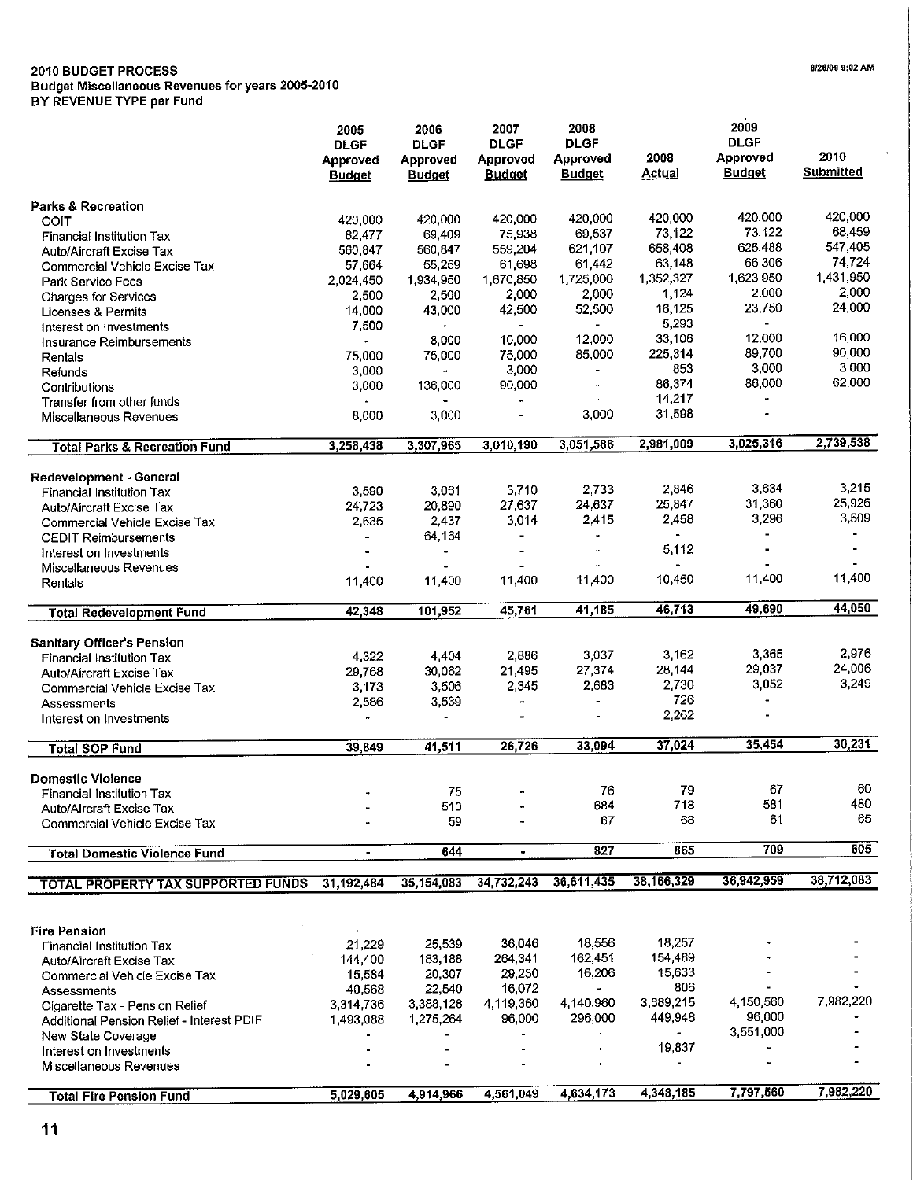**2010 BUDGET PROCESS**
**Budget Miscellaneous Revenues for years 2005-2010**
**BY REVENUE TYPE per Fund**

8/26/09 9:02 AM

| | 2005 DLGF Approved Budget | 2006 DLGF Approved Budget | 2007 DLGF Approved Budget | 2008 DLGF Approved Budget | 2008 Actual | 2009 DLGF Approved Budget | 2010 Submitted |
|---|---|---|---|---|---|---|---|
| **Parks & Recreation** | | | | | | | |
| COIT | 420,000 | 420,000 | 420,000 | 420,000 | 420,000 | 420,000 | 420,000 |
| Financial Institution Tax | 82,477 | 69,409 | 75,938 | 69,537 | 73,122 | 73,122 | 68,459 |
| Auto/Aircraft Excise Tax | 560,847 | 560,847 | 559,204 | 621,107 | 658,408 | 625,488 | 547,405 |
| Commercial Vehicle Excise Tax | 57,664 | 55,259 | 61,698 | 61,442 | 63,148 | 66,306 | 74,724 |
| Park Service Fees | 2,024,450 | 1,934,950 | 1,670,850 | 1,725,000 | 1,352,327 | 1,623,950 | 1,431,950 |
| Charges for Services | 2,500 | 2,500 | 2,000 | 2,000 | 1,124 | 2,000 | 2,000 |
| Licenses & Permits | 14,000 | 43,000 | 42,500 | 52,500 | 16,125 | 23,750 | 24,000 |
| Interest on Investments | 7,500 | - | - | - | 5,293 | - | |
| Insurance Reimbursements | - | 8,000 | 10,000 | 12,000 | 33,106 | 12,000 | 16,000 |
| Rentals | 75,000 | 75,000 | 75,000 | 85,000 | 225,314 | 89,700 | 90,000 |
| Refunds | 3,000 | - | 3,000 | - | 853 | 3,000 | 3,000 |
| Contributions | 3,000 | 136,000 | 90,000 | - | 86,374 | 86,000 | 62,000 |
| Transfer from other funds | - | - | - | - | 14,217 | - | |
| Miscellaneous Revenues | 8,000 | 3,000 | - | 3,000 | 31,598 | - | |
| **Total Parks & Recreation Fund** | 3,258,438 | 3,307,965 | 3,010,190 | 3,051,586 | 2,981,009 | 3,025,316 | 2,739,538 |
| **Redevelopment - General** | | | | | | | |
| Financial Institution Tax | 3,590 | 3,061 | 3,710 | 2,733 | 2,846 | 3,634 | 3,215 |
| Auto/Aircraft Excise Tax | 24,723 | 20,890 | 27,637 | 24,637 | 25,847 | 31,360 | 25,926 |
| Commercial Vehicle Excise Tax | 2,635 | 2,437 | 3,014 | 2,415 | 2,458 | 3,296 | 3,509 |
| CEDIT Reimbursements | - | 64,164 | - | - | - | - | - |
| Interest on Investments | - | - | - | - | 5,112 | - | - |
| Miscellaneous Revenues | - | - | - | - | - | - | - |
| Rentals | 11,400 | 11,400 | 11,400 | 11,400 | 10,450 | 11,400 | 11,400 |
| **Total Redevelopment Fund** | 42,348 | 101,952 | 45,761 | 41,185 | 46,713 | 49,690 | 44,050 |
| **Sanitary Officer's Pension** | | | | | | | |
| Financial Institution Tax | 4,322 | 4,404 | 2,886 | 3,037 | 3,162 | 3,365 | 2,976 |
| Auto/Aircraft Excise Tax | 29,768 | 30,062 | 21,495 | 27,374 | 28,144 | 29,037 | 24,006 |
| Commercial Vehicle Excise Tax | 3,173 | 3,506 | 2,345 | 2,683 | 2,730 | 3,052 | 3,249 |
| Assessments | 2,586 | 3,539 | - | - | 726 | - | |
| Interest on Investments | - | - | - | - | 2,262 | - | |
| **Total SOP Fund** | 39,849 | 41,511 | 26,726 | 33,094 | 37,024 | 35,454 | 30,231 |
| **Domestic Violence** | | | | | | | |
| Financial Institution Tax | - | 75 | - | 76 | 79 | 67 | 60 |
| Auto/Aircraft Excise Tax | - | 510 | - | 684 | 718 | 581 | 480 |
| Commercial Vehicle Excise Tax | - | 59 | - | 67 | 68 | 61 | 65 |
| **Total Domestic Violence Fund** | - | 644 | - | 827 | 865 | 709 | 605 |
| **TOTAL PROPERTY TAX SUPPORTED FUNDS** | 31,192,484 | 35,154,083 | 34,732,243 | 36,611,435 | 38,166,329 | 36,942,959 | 38,712,083 |
| **Fire Pension** | | | | | | | |
| Financial Institution Tax | 21,229 | 25,539 | 36,046 | 18,556 | 18,257 | - | - |
| Auto/Aircraft Excise Tax | 144,400 | 183,188 | 264,341 | 162,451 | 154,489 | - | - |
| Commercial Vehicle Excise Tax | 15,584 | 20,307 | 29,230 | 16,206 | 15,633 | - | - |
| Assessments | 40,568 | 22,540 | 16,072 | - | 806 | - | - |
| Cigarette Tax - Pension Relief | 3,314,736 | 3,388,128 | 4,119,360 | 4,140,960 | 3,689,215 | 4,150,560 | 7,982,220 |
| Additional Pension Relief - Interest PDIF | 1,493,088 | 1,275,264 | 96,000 | 296,000 | 449,948 | 96,000 | - |
| New State Coverage | - | - | - | - | - | 3,551,000 | - |
| Interest on Investments | - | - | - | - | 19,837 | - | - |
| Miscellaneous Revenues | - | - | - | - | - | - | - |
| **Total Fire Pension Fund** | 5,029,605 | 4,914,966 | 4,561,049 | 4,634,173 | 4,348,185 | 7,797,560 | 7,982,220 |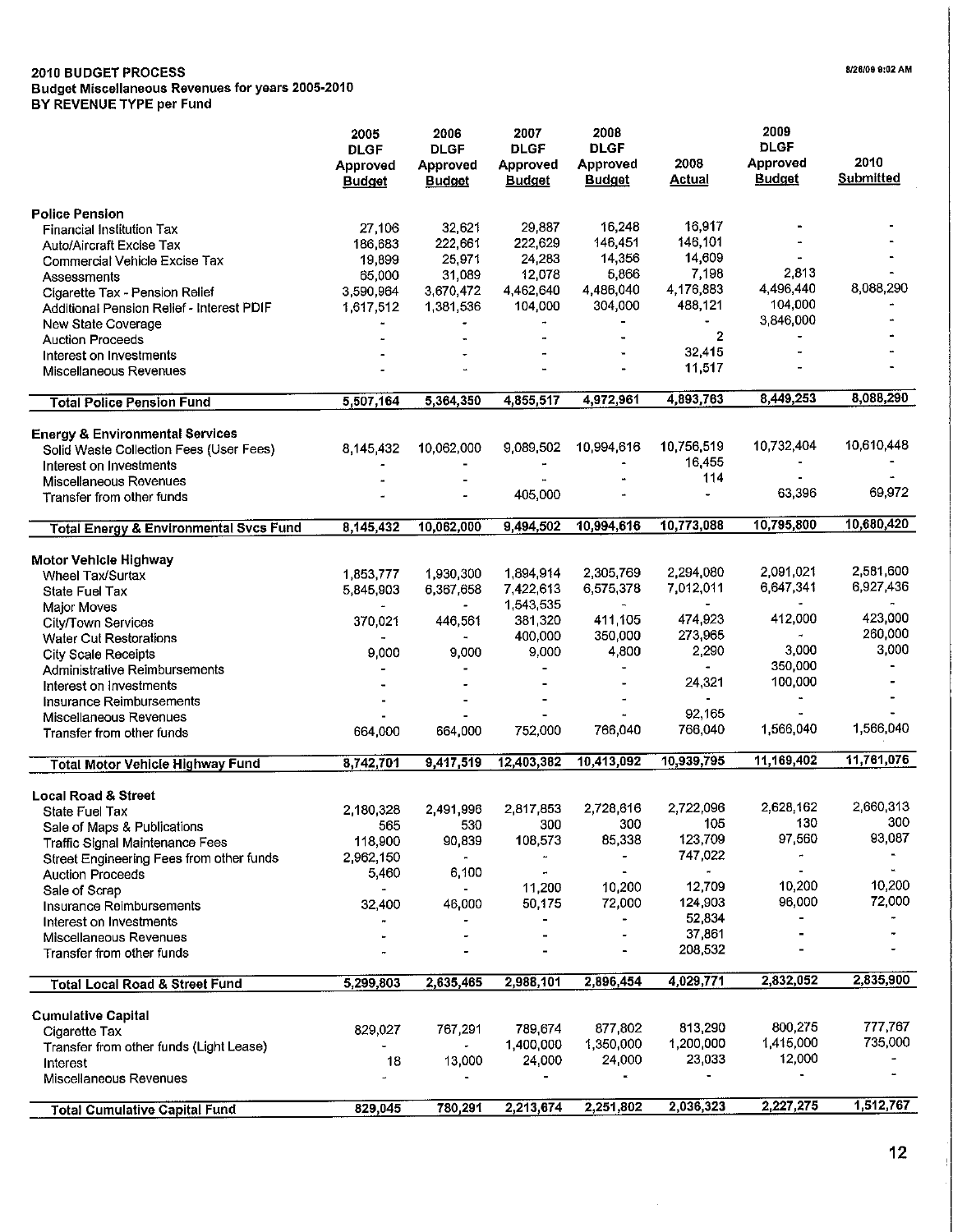**2010 BUDGET PROCESS**
**Budget Miscellaneous Revenues for years 2005-2010**
**BY REVENUE TYPE per Fund**

8/26/09 9:02 AM

| | 2005 DLGF Approved Budget | 2006 DLGF Approved Budget | 2007 DLGF Approved Budget | 2008 DLGF Approved Budget | 2008 Actual | 2009 DLGF Approved Budget | 2010 Submitted |
|---|---|---|---|---|---|---|---|
| **Police Pension** | | | | | | | |
| Financial Institution Tax | 27,106 | 32,621 | 29,887 | 16,248 | 16,917 | - | - |
| Auto/Aircraft Excise Tax | 186,683 | 222,661 | 222,629 | 146,451 | 146,101 | - | - |
| Commercial Vehicle Excise Tax | 19,899 | 25,971 | 24,283 | 14,356 | 14,609 | - | - |
| Assessments | 65,000 | 31,089 | 12,078 | 5,866 | 7,198 | 2,813 | - |
| Cigarette Tax - Pension Relief | 3,590,964 | 3,670,472 | 4,462,640 | 4,486,040 | 4,176,883 | 4,496,440 | 8,088,290 |
| Additional Pension Relief - Interest PDIF | 1,617,512 | 1,381,536 | 104,000 | 304,000 | 488,121 | 104,000 | - |
| New State Coverage | - | - | - | - | - | 3,846,000 | - |
| Auction Proceeds | - | - | - | - | 2 | - | - |
| Interest on Investments | - | - | - | - | 32,415 | - | - |
| Miscellaneous Revenues | - | - | - | - | 11,517 | - | - |
| **Total Police Pension Fund** | 5,507,164 | 5,364,350 | 4,855,517 | 4,972,961 | 4,893,763 | 8,449,253 | 8,088,290 |
| **Energy & Environmental Services** | | | | | | | |
| Solid Waste Collection Fees (User Fees) | 8,145,432 | 10,062,000 | 9,089,502 | 10,994,616 | 10,756,519 | 10,732,404 | 10,610,448 |
| Interest on Investments | - | - | - | - | 16,455 | - | - |
| Miscellaneous Revenues | - | - | - | - | 114 | - | - |
| Transfer from other funds | - | - | 405,000 | - | - | 63,396 | 69,972 |
| **Total Energy & Environmental Svcs Fund** | 8,145,432 | 10,062,000 | 9,494,502 | 10,994,616 | 10,773,088 | 10,795,800 | 10,680,420 |
| **Motor Vehicle Highway** | | | | | | | |
| Wheel Tax/Surtax | 1,853,777 | 1,930,300 | 1,894,914 | 2,305,769 | 2,294,080 | 2,091,021 | 2,581,600 |
| State Fuel Tax | 5,845,903 | 6,367,658 | 7,422,613 | 6,575,378 | 7,012,011 | 6,647,341 | 6,927,436 |
| Major Moves | - | - | 1,543,535 | - | - | - | - |
| City/Town Services | 370,021 | 446,561 | 381,320 | 411,105 | 474,923 | 412,000 | 423,000 |
| Water Cut Restorations | - | - | 400,000 | 350,000 | 273,965 | - | 260,000 |
| City Scale Receipts | 9,000 | 9,000 | 9,000 | 4,800 | 2,290 | 3,000 | 3,000 |
| Administrative Reimbursements | - | - | - | - | - | 350,000 | - |
| Interest on Investments | - | - | - | - | 24,321 | 100,000 | - |
| Insurance Reimbursements | - | - | - | - | - | - | - |
| Miscellaneous Revenues | - | - | - | - | 92,165 | - | - |
| Transfer from other funds | 664,000 | 664,000 | 752,000 | 766,040 | 766,040 | 1,566,040 | 1,566,040 |
| **Total Motor Vehicle Highway Fund** | 8,742,701 | 9,417,519 | 12,403,382 | 10,413,092 | 10,939,795 | 11,169,402 | 11,761,076 |
| **Local Road & Street** | | | | | | | |
| State Fuel Tax | 2,180,328 | 2,491,996 | 2,817,853 | 2,728,616 | 2,722,096 | 2,628,162 | 2,660,313 |
| Sale of Maps & Publications | 565 | 530 | 300 | 300 | 105 | 130 | 300 |
| Traffic Signal Maintenance Fees | 118,900 | 90,839 | 108,573 | 85,338 | 123,709 | 97,560 | 93,087 |
| Street Engineering Fees from other funds | 2,962,150 | - | - | - | 747,022 | - | - |
| Auction Proceeds | 5,460 | 6,100 | - | - | - | - | - |
| Sale of Scrap | - | - | 11,200 | 10,200 | 12,709 | 10,200 | 10,200 |
| Insurance Reimbursements | 32,400 | 46,000 | 50,175 | 72,000 | 124,903 | 96,000 | 72,000 |
| Interest on Investments | - | - | - | - | 52,834 | - | - |
| Miscellaneous Revenues | - | - | - | - | 37,861 | - | - |
| Transfer from other funds | - | - | - | - | 208,532 | - | - |
| **Total Local Road & Street Fund** | 5,299,803 | 2,635,465 | 2,988,101 | 2,896,454 | 4,029,771 | 2,832,052 | 2,835,900 |
| **Cumulative Capital** | | | | | | | |
| Cigarette Tax | 829,027 | 767,291 | 789,674 | 877,802 | 813,290 | 800,275 | 777,767 |
| Transfer from other funds (Light Lease) | - | - | 1,400,000 | 1,350,000 | 1,200,000 | 1,415,000 | 735,000 |
| Interest | 18 | 13,000 | 24,000 | 24,000 | 23,033 | 12,000 | - |
| Miscellaneous Revenues | - | - | - | - | - | - | - |
| **Total Cumulative Capital Fund** | 829,045 | 780,291 | 2,213,674 | 2,251,802 | 2,036,323 | 2,227,275 | 1,512,767 |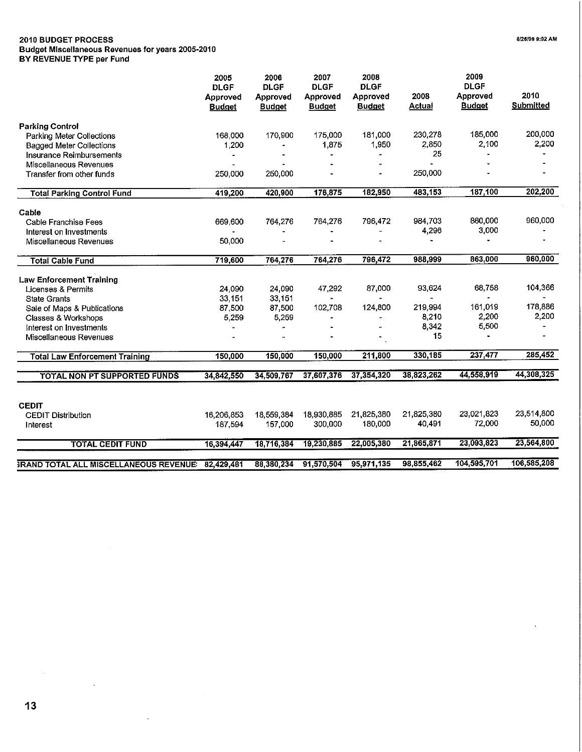**2010 BUDGET PROCESS**
**Budget Miscellaneous Revenues for years 2005-2010**
**BY REVENUE TYPE per Fund**

| | 2005 DLGF Approved Budget | 2006 DLGF Approved Budget | 2007 DLGF Approved Budget | 2008 DLGF Approved Budget | 2008 Actual | 2009 DLGF Approved Budget | 2010 Submitted |
|---|---|---|---|---|---|---|---|
| **Parking Control** | | | | | | | |
| Parking Meter Collections | 168,000 | 170,900 | 175,000 | 181,000 | 230,278 | 185,000 | 200,000 |
| Bagged Meter Collections | 1,200 | - | 1,875 | 1,950 | 2,850 | 2,100 | 2,200 |
| Insurance Reimbursements | - | - | - | - | 25 | - | - |
| Miscellaneous Revenues | - | - | - | - | - | - | - |
| Transfer from other funds | 250,000 | 250,000 | - | - | 250,000 | - | - |
| **Total Parking Control Fund** | 419,200 | 420,900 | 176,875 | 182,950 | 483,153 | 187,100 | 202,200 |
| **Cable** | | | | | | | |
| Cable Franchise Fees | 669,600 | 764,276 | 764,276 | 796,472 | 984,703 | 860,000 | 960,000 |
| Interest on Investments | - | - | - | - | 4,296 | 3,000 | - |
| Miscellaneous Revenues | 50,000 | - | - | - | - | - | - |
| **Total Cable Fund** | 719,600 | 764,276 | 764,276 | 796,472 | 988,999 | 863,000 | 960,000 |
| **Law Enforcement Training** | | | | | | | |
| Licenses & Permits | 24,090 | 24,090 | 47,292 | 87,000 | 93,624 | 68,758 | 104,366 |
| State Grants | 33,151 | 33,151 | - | - | - | - | - |
| Sale of Maps & Publications | 87,500 | 87,500 | 102,708 | 124,800 | 219,994 | 161,019 | 178,886 |
| Classes & Workshops | 5,259 | 5,259 | - | - | 8,210 | 2,200 | 2,200 |
| Interest on Investments | - | - | - | - | 8,342 | 5,500 | - |
| Miscellaneous Revenues | - | - | - | - | 15 | - | - |
| **Total Law Enforcement Training** | 150,000 | 150,000 | 150,000 | 211,800 | 330,185 | 237,477 | 285,452 |
| **TOTAL NON PT SUPPORTED FUNDS** | 34,842,550 | 34,509,767 | 37,607,376 | 37,354,320 | 38,823,262 | 44,558,919 | 44,308,325 |
| **CEDIT** | | | | | | | |
| CEDIT Distribution | 16,206,853 | 18,559,384 | 18,930,885 | 21,825,380 | 21,825,380 | 23,021,823 | 23,514,800 |
| Interest | 187,594 | 157,000 | 300,000 | 180,000 | 40,491 | 72,000 | 50,000 |
| **TOTAL CEDIT FUND** | 16,394,447 | 18,716,384 | 19,230,885 | 22,005,380 | 21,865,871 | 23,093,823 | 23,564,800 |
| **GRAND TOTAL ALL MISCELLANEOUS REVENUE** | 82,429,481 | 88,380,234 | 91,570,504 | 95,971,135 | 98,855,462 | 104,595,701 | 106,585,208 |